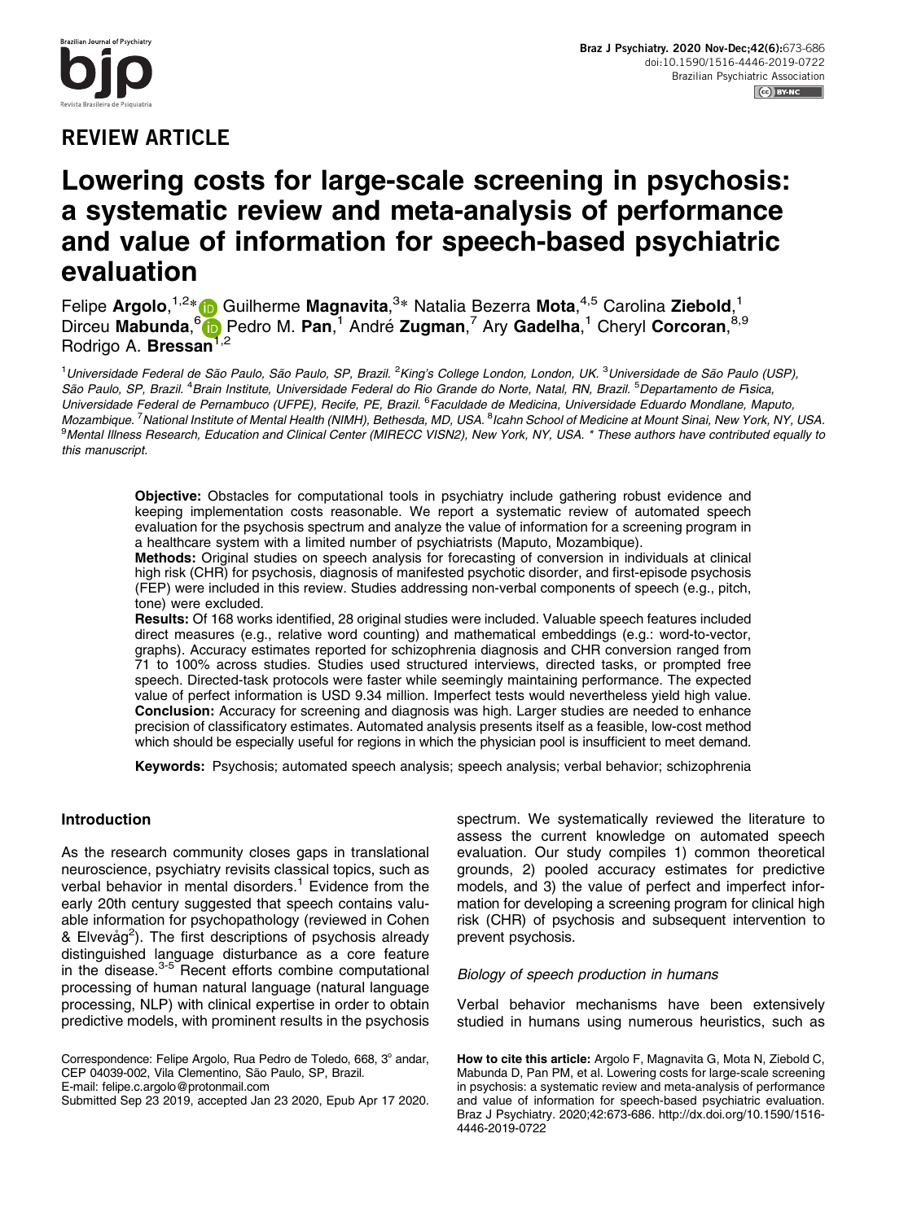## REVIEW ARTICLE

# Lowering costs for large-scale screening in psychosis: a systematic review and meta-analysis of performance and value of information for speech-based psychiatric evaluation

Felipe **Argolo**,[1,2*] Guilherme **Magnavita**,[3*] Natalia Bezerra **Mota**,[4,5] Carolina **Ziebold**,[1] Dirceu **Mabunda**,[6] Pedro M. **Pan**,[1] André **Zugman**,[7] Ary **Gadelha**,[1] Cheryl **Corcoran**,[8,9] Rodrigo A. **Bressan**[1,2]

[1]*Universidade Federal de São Paulo, São Paulo, SP, Brazil.* [2]*King's College London, London, UK.* [3]*Universidade de São Paulo (USP), São Paulo, SP, Brazil.* [4]*Brain Institute, Universidade Federal do Rio Grande do Norte, Natal, RN, Brazil.* [5]*Departamento de Física, Universidade Federal de Pernambuco (UFPE), Recife, PE, Brazil.* [6]*Faculdade de Medicina, Universidade Eduardo Mondlane, Maputo, Mozambique.* [7]*National Institute of Mental Health (NIMH), Bethesda, MD, USA.* [8]*Icahn School of Medicine at Mount Sinai, New York, NY, USA.* [9]*Mental Illness Research, Education and Clinical Center (MIRECC VISN2), New York, NY, USA.* * *These authors have contributed equally to this manuscript.*

**Objective:** Obstacles for computational tools in psychiatry include gathering robust evidence and keeping implementation costs reasonable. We report a systematic review of automated speech evaluation for the psychosis spectrum and analyze the value of information for a screening program in a healthcare system with a limited number of psychiatrists (Maputo, Mozambique).

**Methods:** Original studies on speech analysis for forecasting of conversion in individuals at clinical high risk (CHR) for psychosis, diagnosis of manifested psychotic disorder, and first-episode psychosis (FEP) were included in this review. Studies addressing non-verbal components of speech (e.g., pitch, tone) were excluded.

**Results:** Of 168 works identified, 28 original studies were included. Valuable speech features included direct measures (e.g., relative word counting) and mathematical embeddings (e.g.: word-to-vector, graphs). Accuracy estimates reported for schizophrenia diagnosis and CHR conversion ranged from 71 to 100% across studies. Studies used structured interviews, directed tasks, or prompted free speech. Directed-task protocols were faster while seemingly maintaining performance. The expected value of perfect information is USD 9.34 million. Imperfect tests would nevertheless yield high value.

**Conclusion:** Accuracy for screening and diagnosis was high. Larger studies are needed to enhance precision of classificatory estimates. Automated analysis presents itself as a feasible, low-cost method which should be especially useful for regions in which the physician pool is insufficient to meet demand.

**Keywords:** Psychosis; automated speech analysis; speech analysis; verbal behavior; schizophrenia

### Introduction

As the research community closes gaps in translational neuroscience, psychiatry revisits classical topics, such as verbal behavior in mental disorders.[1] Evidence from the early 20th century suggested that speech contains valuable information for psychopathology (reviewed in Cohen & Elvevåg[2]). The first descriptions of psychosis already distinguished language disturbance as a core feature in the disease.[3-5] Recent efforts combine computational processing of human natural language (natural language processing, NLP) with clinical expertise in order to obtain predictive models, with prominent results in the psychosis spectrum. We systematically reviewed the literature to assess the current knowledge on automated speech evaluation. Our study compiles 1) common theoretical grounds, 2) pooled accuracy estimates for predictive models, and 3) the value of perfect and imperfect information for developing a screening program for clinical high risk (CHR) of psychosis and subsequent intervention to prevent psychosis.

#### *Biology of speech production in humans*

Verbal behavior mechanisms have been extensively studied in humans using numerous heuristics, such as

Correspondence: Felipe Argolo, Rua Pedro de Toledo, 668, 3º andar, CEP 04039-002, Vila Clementino, São Paulo, SP, Brazil.
E-mail: felipe.c.argolo@protonmail.com
Submitted Sep 23 2019, accepted Jan 23 2020, Epub Apr 17 2020.

**How to cite this article:** Argolo F, Magnavita G, Mota N, Ziebold C, Mabunda D, Pan PM, et al. Lowering costs for large-scale screening in psychosis: a systematic review and meta-analysis of performance and value of information for speech-based psychiatric evaluation. Braz J Psychiatry. 2020;42:673-686. http://dx.doi.org/10.1590/1516-4446-2019-0722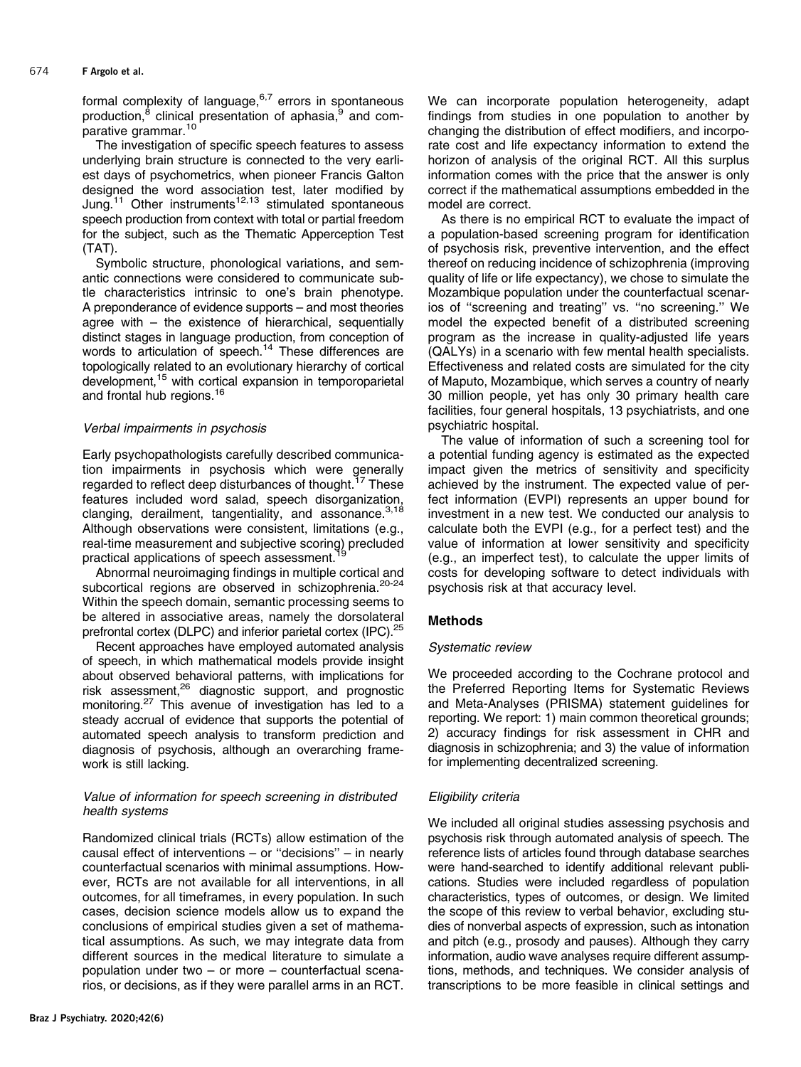formal complexity of language,[6,7] errors in spontaneous production,[8] clinical presentation of aphasia,[9] and comparative grammar.[10]

The investigation of specific speech features to assess underlying brain structure is connected to the very earliest days of psychometrics, when pioneer Francis Galton designed the word association test, later modified by Jung.[11] Other instruments[12,13] stimulated spontaneous speech production from context with total or partial freedom for the subject, such as the Thematic Apperception Test (TAT).

Symbolic structure, phonological variations, and semantic connections were considered to communicate subtle characteristics intrinsic to one's brain phenotype. A preponderance of evidence supports – and most theories agree with – the existence of hierarchical, sequentially distinct stages in language production, from conception of words to articulation of speech.[14] These differences are topologically related to an evolutionary hierarchy of cortical development,[15] with cortical expansion in temporoparietal and frontal hub regions.[16]

### *Verbal impairments in psychosis*

Early psychopathologists carefully described communication impairments in psychosis which were generally regarded to reflect deep disturbances of thought.[17] These features included word salad, speech disorganization, clanging, derailment, tangentiality, and assonance.[3,18] Although observations were consistent, limitations (e.g., real-time measurement and subjective scoring) precluded practical applications of speech assessment.[19]

Abnormal neuroimaging findings in multiple cortical and subcortical regions are observed in schizophrenia.[20-24] Within the speech domain, semantic processing seems to be altered in associative areas, namely the dorsolateral prefrontal cortex (DLPC) and inferior parietal cortex (IPC).[25]

Recent approaches have employed automated analysis of speech, in which mathematical models provide insight about observed behavioral patterns, with implications for risk assessment,[26] diagnostic support, and prognostic monitoring.[27] This avenue of investigation has led to a steady accrual of evidence that supports the potential of automated speech analysis to transform prediction and diagnosis of psychosis, although an overarching framework is still lacking.

### *Value of information for speech screening in distributed health systems*

Randomized clinical trials (RCTs) allow estimation of the causal effect of interventions – or "decisions" – in nearly counterfactual scenarios with minimal assumptions. However, RCTs are not available for all interventions, in all outcomes, for all timeframes, in every population. In such cases, decision science models allow us to expand the conclusions of empirical studies given a set of mathematical assumptions. As such, we may integrate data from different sources in the medical literature to simulate a population under two – or more – counterfactual scenarios, or decisions, as if they were parallel arms in an RCT. We can incorporate population heterogeneity, adapt findings from studies in one population to another by changing the distribution of effect modifiers, and incorporate cost and life expectancy information to extend the horizon of analysis of the original RCT. All this surplus information comes with the price that the answer is only correct if the mathematical assumptions embedded in the model are correct.

As there is no empirical RCT to evaluate the impact of a population-based screening program for identification of psychosis risk, preventive intervention, and the effect thereof on reducing incidence of schizophrenia (improving quality of life or life expectancy), we chose to simulate the Mozambique population under the counterfactual scenarios of "screening and treating" vs. "no screening." We model the expected benefit of a distributed screening program as the increase in quality-adjusted life years (QALYs) in a scenario with few mental health specialists. Effectiveness and related costs are simulated for the city of Maputo, Mozambique, which serves a country of nearly 30 million people, yet has only 30 primary health care facilities, four general hospitals, 13 psychiatrists, and one psychiatric hospital.

The value of information of such a screening tool for a potential funding agency is estimated as the expected impact given the metrics of sensitivity and specificity achieved by the instrument. The expected value of perfect information (EVPI) represents an upper bound for investment in a new test. We conducted our analysis to calculate both the EVPI (e.g., for a perfect test) and the value of information at lower sensitivity and specificity (e.g., an imperfect test), to calculate the upper limits of costs for developing software to detect individuals with psychosis risk at that accuracy level.

## Methods

### *Systematic review*

We proceeded according to the Cochrane protocol and the Preferred Reporting Items for Systematic Reviews and Meta-Analyses (PRISMA) statement guidelines for reporting. We report: 1) main common theoretical grounds; 2) accuracy findings for risk assessment in CHR and diagnosis in schizophrenia; and 3) the value of information for implementing decentralized screening.

### *Eligibility criteria*

We included all original studies assessing psychosis and psychosis risk through automated analysis of speech. The reference lists of articles found through database searches were hand-searched to identify additional relevant publications. Studies were included regardless of population characteristics, types of outcomes, or design. We limited the scope of this review to verbal behavior, excluding studies of nonverbal aspects of expression, such as intonation and pitch (e.g., prosody and pauses). Although they carry information, audio wave analyses require different assumptions, methods, and techniques. We consider analysis of transcriptions to be more feasible in clinical settings and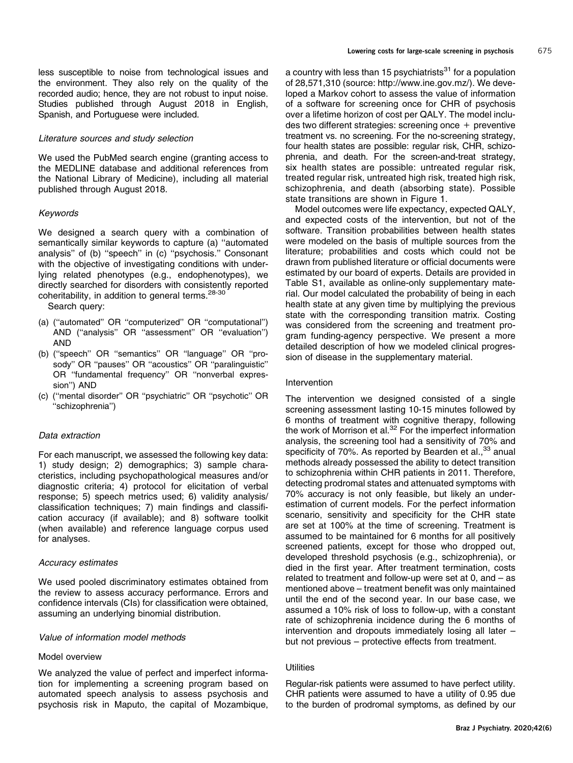less susceptible to noise from technological issues and the environment. They also rely on the quality of the recorded audio; hence, they are not robust to input noise. Studies published through August 2018 in English, Spanish, and Portuguese were included.

### *Literature sources and study selection*

We used the PubMed search engine (granting access to the MEDLINE database and additional references from the National Library of Medicine), including all material published through August 2018.

### *Keywords*

We designed a search query with a combination of semantically similar keywords to capture (a) ''automated analysis'' of (b) ''speech'' in (c) ''psychosis.'' Consonant with the objective of investigating conditions with underlying related phenotypes (e.g., endophenotypes), we directly searched for disorders with consistently reported coheritability, in addition to general terms.[28-30]

Search query:

(a) (''automated'' OR ''computerized'' OR ''computational'') AND (''analysis'' OR ''assessment'' OR ''evaluation'') AND
(b) (''speech'' OR ''semantics'' OR ''language'' OR ''prosody'' OR ''pauses'' OR ''acoustics'' OR ''paralinguistic'' OR ''fundamental frequency'' OR ''nonverbal expression'') AND
(c) (''mental disorder'' OR ''psychiatric'' OR ''psychotic'' OR ''schizophrenia'')

### *Data extraction*

For each manuscript, we assessed the following key data: 1) study design; 2) demographics; 3) sample characteristics, including psychopathological measures and/or diagnostic criteria; 4) protocol for elicitation of verbal response; 5) speech metrics used; 6) validity analysis/classification techniques; 7) main findings and classification accuracy (if available); and 8) software toolkit (when available) and reference language corpus used for analyses.

### *Accuracy estimates*

We used pooled discriminatory estimates obtained from the review to assess accuracy performance. Errors and confidence intervals (CIs) for classification were obtained, assuming an underlying binomial distribution.

### *Value of information model methods*

#### Model overview

We analyzed the value of perfect and imperfect information for implementing a screening program based on automated speech analysis to assess psychosis and psychosis risk in Maputo, the capital of Mozambique, a country with less than 15 psychiatrists[31] for a population of 28,571,310 (source: http://www.ine.gov.mz/). We developed a Markov cohort to assess the value of information of a software for screening once for CHR of psychosis over a lifetime horizon of cost per QALY. The model includes two different strategies: screening once + preventive treatment vs. no screening. For the no-screening strategy, four health states are possible: regular risk, CHR, schizophrenia, and death. For the screen-and-treat strategy, six health states are possible: untreated regular risk, treated regular risk, untreated high risk, treated high risk, schizophrenia, and death (absorbing state). Possible state transitions are shown in Figure 1.

Model outcomes were life expectancy, expected QALY, and expected costs of the intervention, but not of the software. Transition probabilities between health states were modeled on the basis of multiple sources from the literature; probabilities and costs which could not be drawn from published literature or official documents were estimated by our board of experts. Details are provided in Table S1, available as online-only supplementary material. Our model calculated the probability of being in each health state at any given time by multiplying the previous state with the corresponding transition matrix. Costing was considered from the screening and treatment program funding-agency perspective. We present a more detailed description of how we modeled clinical progression of disease in the supplementary material.

#### Intervention

The intervention we designed consisted of a single screening assessment lasting 10-15 minutes followed by 6 months of treatment with cognitive therapy, following the work of Morrison et al.[32] For the imperfect information analysis, the screening tool had a sensitivity of 70% and specificity of 70%. As reported by Bearden et al.,[33] anual methods already possessed the ability to detect transition to schizophrenia within CHR patients in 2011. Therefore, detecting prodromal states and attenuated symptoms with 70% accuracy is not only feasible, but likely an underestimation of current models. For the perfect information scenario, sensitivity and specificity for the CHR state are set at 100% at the time of screening. Treatment is assumed to be maintained for 6 months for all positively screened patients, except for those who dropped out, developed threshold psychosis (e.g., schizophrenia), or died in the first year. After treatment termination, costs related to treatment and follow-up were set at 0, and – as mentioned above – treatment benefit was only maintained until the end of the second year. In our base case, we assumed a 10% risk of loss to follow-up, with a constant rate of schizophrenia incidence during the 6 months of intervention and dropouts immediately losing all later – but not previous – protective effects from treatment.

#### Utilities

Regular-risk patients were assumed to have perfect utility. CHR patients were assumed to have a utility of 0.95 due to the burden of prodromal symptoms, as defined by our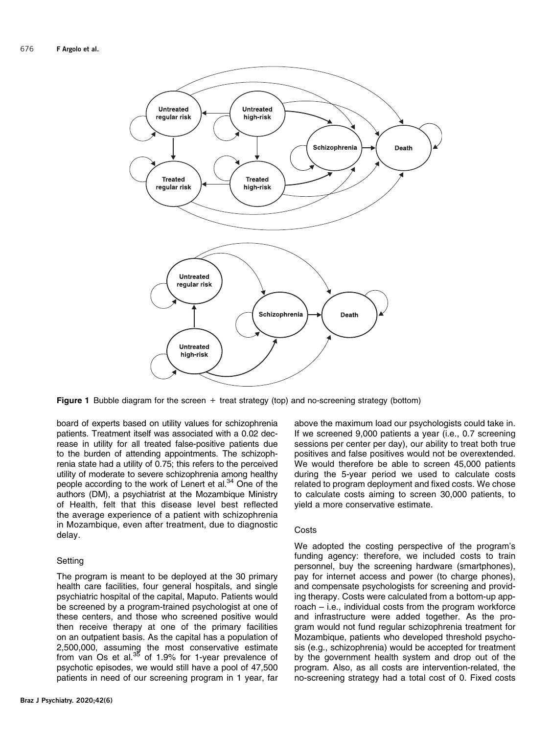**Figure 1** Bubble diagram for the screen + treat strategy (top) and no-screening strategy (bottom)

board of experts based on utility values for schizophrenia patients. Treatment itself was associated with a 0.02 decrease in utility for all treated false-positive patients due to the burden of attending appointments. The schizophrenia state had a utility of 0.75; this refers to the perceived utility of moderate to severe schizophrenia among healthy people according to the work of Lenert et al.[34] One of the authors (DM), a psychiatrist at the Mozambique Ministry of Health, felt that this disease level best reflected the average experience of a patient with schizophrenia in Mozambique, even after treatment, due to diagnostic delay.

### Setting

The program is meant to be deployed at the 30 primary health care facilities, four general hospitals, and single psychiatric hospital of the capital, Maputo. Patients would be screened by a program-trained psychologist at one of these centers, and those who screened positive would then receive therapy at one of the primary facilities on an outpatient basis. As the capital has a population of 2,500,000, assuming the most conservative estimate from van Os et al.[35] of 1.9% for 1-year prevalence of psychotic episodes, we would still have a pool of 47,500 patients in need of our screening program in 1 year, far above the maximum load our psychologists could take in. If we screened 9,000 patients a year (i.e., 0.7 screening sessions per center per day), our ability to treat both true positives and false positives would not be overextended. We would therefore be able to screen 45,000 patients during the 5-year period we used to calculate costs related to program deployment and fixed costs. We chose to calculate costs aiming to screen 30,000 patients, to yield a more conservative estimate.

### Costs

We adopted the costing perspective of the program's funding agency: therefore, we included costs to train personnel, buy the screening hardware (smartphones), pay for internet access and power (to charge phones), and compensate psychologists for screening and providing therapy. Costs were calculated from a bottom-up approach – i.e., individual costs from the program workforce and infrastructure were added together. As the program would not fund regular schizophrenia treatment for Mozambique, patients who developed threshold psychosis (e.g., schizophrenia) would be accepted for treatment by the government health system and drop out of the program. Also, as all costs are intervention-related, the no-screening strategy had a total cost of 0. Fixed costs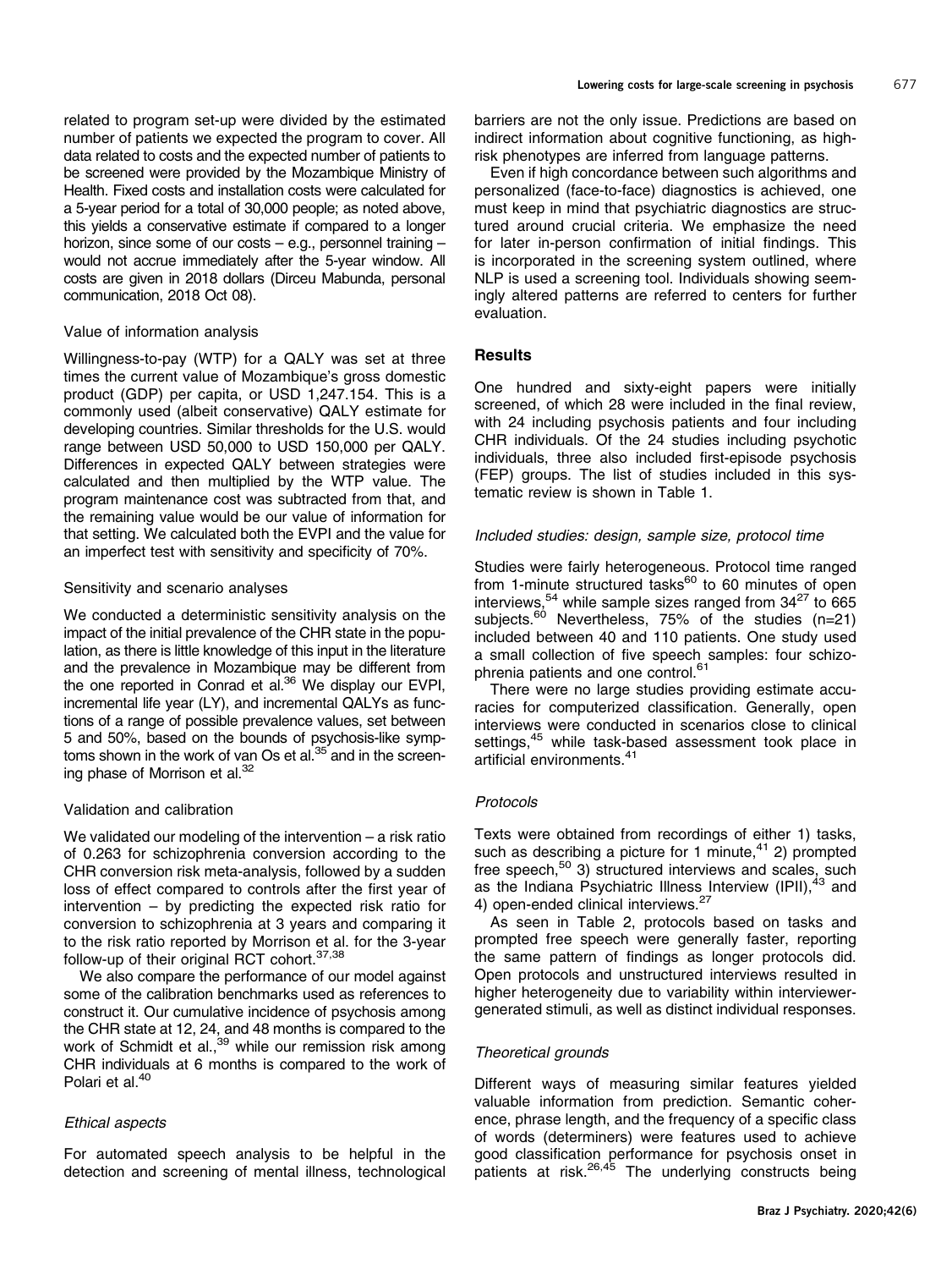related to program set-up were divided by the estimated number of patients we expected the program to cover. All data related to costs and the expected number of patients to be screened were provided by the Mozambique Ministry of Health. Fixed costs and installation costs were calculated for a 5-year period for a total of 30,000 people; as noted above, this yields a conservative estimate if compared to a longer horizon, since some of our costs – e.g., personnel training – would not accrue immediately after the 5-year window. All costs are given in 2018 dollars (Dirceu Mabunda, personal communication, 2018 Oct 08).

### Value of information analysis

Willingness-to-pay (WTP) for a QALY was set at three times the current value of Mozambique's gross domestic product (GDP) per capita, or USD 1,247.154. This is a commonly used (albeit conservative) QALY estimate for developing countries. Similar thresholds for the U.S. would range between USD 50,000 to USD 150,000 per QALY. Differences in expected QALY between strategies were calculated and then multiplied by the WTP value. The program maintenance cost was subtracted from that, and the remaining value would be our value of information for that setting. We calculated both the EVPI and the value for an imperfect test with sensitivity and specificity of 70%.

### Sensitivity and scenario analyses

We conducted a deterministic sensitivity analysis on the impact of the initial prevalence of the CHR state in the population, as there is little knowledge of this input in the literature and the prevalence in Mozambique may be different from the one reported in Conrad et al.[36] We display our EVPI, incremental life year (LY), and incremental QALYs as functions of a range of possible prevalence values, set between 5 and 50%, based on the bounds of psychosis-like symptoms shown in the work of van Os et al.[35] and in the screening phase of Morrison et al.[32]

### Validation and calibration

We validated our modeling of the intervention – a risk ratio of 0.263 for schizophrenia conversion according to the CHR conversion risk meta-analysis, followed by a sudden loss of effect compared to controls after the first year of intervention – by predicting the expected risk ratio for conversion to schizophrenia at 3 years and comparing it to the risk ratio reported by Morrison et al. for the 3-year follow-up of their original RCT cohort.[37,38]

We also compare the performance of our model against some of the calibration benchmarks used as references to construct it. Our cumulative incidence of psychosis among the CHR state at 12, 24, and 48 months is compared to the work of Schmidt et al.,[39] while our remission risk among CHR individuals at 6 months is compared to the work of Polari et al.[40]

### *Ethical aspects*

For automated speech analysis to be helpful in the detection and screening of mental illness, technological barriers are not the only issue. Predictions are based on indirect information about cognitive functioning, as high-risk phenotypes are inferred from language patterns.

Even if high concordance between such algorithms and personalized (face-to-face) diagnostics is achieved, one must keep in mind that psychiatric diagnostics are structured around crucial criteria. We emphasize the need for later in-person confirmation of initial findings. This is incorporated in the screening system outlined, where NLP is used a screening tool. Individuals showing seemingly altered patterns are referred to centers for further evaluation.

## Results

One hundred and sixty-eight papers were initially screened, of which 28 were included in the final review, with 24 including psychosis patients and four including CHR individuals. Of the 24 studies including psychotic individuals, three also included first-episode psychosis (FEP) groups. The list of studies included in this systematic review is shown in Table 1.

### *Included studies: design, sample size, protocol time*

Studies were fairly heterogeneous. Protocol time ranged from 1-minute structured tasks[60] to 60 minutes of open interviews,[54] while sample sizes ranged from 34[27] to 665 subjects.[60] Nevertheless, 75% of the studies (n=21) included between 40 and 110 patients. One study used a small collection of five speech samples: four schizophrenia patients and one control.[61]

There were no large studies providing estimate accuracies for computerized classification. Generally, open interviews were conducted in scenarios close to clinical settings,[45] while task-based assessment took place in artificial environments.[41]

### *Protocols*

Texts were obtained from recordings of either 1) tasks, such as describing a picture for 1 minute,[41] 2) prompted free speech,[50] 3) structured interviews and scales, such as the Indiana Psychiatric Illness Interview (IPII),[43] and 4) open-ended clinical interviews.[27]

As seen in Table 2, protocols based on tasks and prompted free speech were generally faster, reporting the same pattern of findings as longer protocols did. Open protocols and unstructured interviews resulted in higher heterogeneity due to variability within interviewer-generated stimuli, as well as distinct individual responses.

### *Theoretical grounds*

Different ways of measuring similar features yielded valuable information from prediction. Semantic coherence, phrase length, and the frequency of a specific class of words (determiners) were features used to achieve good classification performance for psychosis onset in patients at risk.[26,45] The underlying constructs being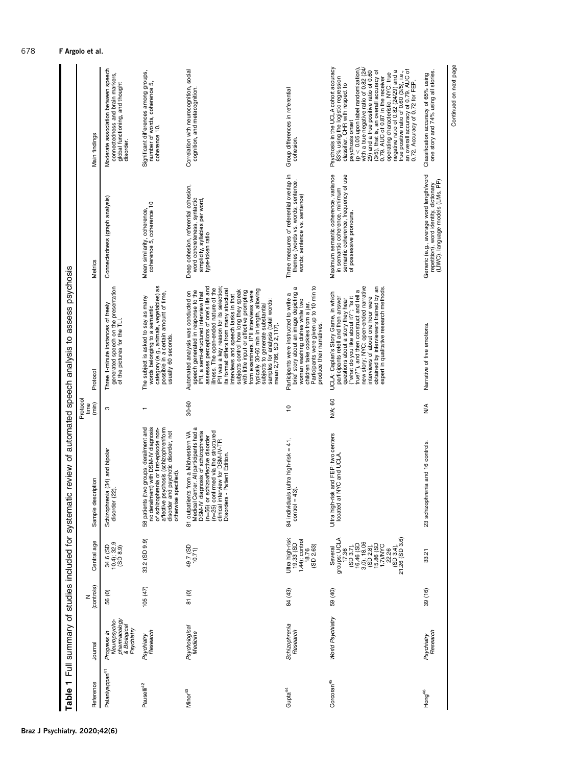**Table 1** Full summary of studies included for systematic review of automated speech analysis to assess psychosis

| Reference | Journal | N (controls) | Central age | Sample description | Protocol time (min) | Protocol | Metrics | Main findings |
|---|---|---|---|---|---|---|---|---|
| Palaniyappan[41] | *Progress in Neuropsycho-pharmacology & Biological Psychiatry* | 56 (0) | 34.6 (SD 10.4); 32.9 (SD 8.9) | Schizophrenia (34) and bipolar disorder (22). | 3 | Three 1-minute instances of freely generated speech on the presentation of the pictures for the TLI. | Connectedness (graph analysis) | Moderate association between speech connectedness and brain markers, global functioning, and thought disorder. |
| Pauselli[42] | *Psychiatry Research* | 105 (47) | 33.2 (SD 9.9) | 58 patients (two groups: derailment and no derailment) with DSM-IV diagnosis of schizophrenia or first-episode non-affective psychosis (schizophreniform disorder and psychotic disorder, not otherwise specified). | 1 | The subject is asked to say as many words belonging to a semantic category (e.g., animals, vegetables) as possible in a certain amount of time, usually 60 seconds. | Mean similarity, coherence, coherence 5, coherence 10 | Significant differences among groups, number of words, coherence 5, coherence 10. |
| Minor[43] | *Psychological Medicine* | 81 (0) | 49.7 (SD 10.71) | 81 outpatients from a Midwestern VA Medical Center. All participants had a DSM-IV diagnosis of schizophrenia (n=56) or schizoaffective disorder (n=25) confirmed via the structured clinical interview for DSM-IV-TR Disorders - Patient Edition. | 30-60 | Automated analysis was conducted on speech generated in response to the IPII, a semi-structured interview that assesses perceptions of one's life and illness. The open-ended nature of the IPII was a key reason for its selection; its format differs from many structural interviews and speech tasks in that subjects control how long they speak with little input or affective prompting from examiners. IPII interviews were typically 30-60 min in length, allowing subjects to generate substantial samples for analysis (total words: mean 2,786, SD 2,117). | Deep cohesion, referential cohesion, word concreteness, syntactic simplicity, syllables per word, type-token ratio | Correlation with neurocognition, social cognition, and metacognition. |
| Gupta[44] | *Schizophrenia Research* | 84 (43) | Ultra high-risk 19.33 (SD 1.44); control 18.76 (SD 2.63) | 84 individuals (ultra high-risk = 41, control = 43). | 10 | Participants were instructed to write a brief story about an image depicting a woman washing dishes while two children take cookies from a jar. Participants were given up to 10 min to produce their narratives. | Three measures of referential overlap in themes (words vs. words; sentence, words; sentence vs. sentence) | Group differences in referential cohesion. |
| Corcoran[45] | *World Psychiatry* | 59 (40) | Several groups: UCLA 17.36 (SD 3.7), 16.46 (SD 3.0), 18.06 (SD 2.8), 15.86 (SD 1.7)/NYC 22.26 (SD 3.4), 21.26 (SD 3.6) | Ultra high-risk and FEP: two centers located at NYC and UCLA. | N/A; 60 | UCLA: Caplan's Story Game, in which participants retell and then answer questions about a story they hear ("what do you like about it?"; "is it true?"), and then construct and tell a new story; NYC: open-ended narrative interviews of about one hour were obtained by interviewers trained by an expert in qualitative research methods. | Maximum semantic coherence, variance in semantic coherence, minimum semantic coherence, frequency of use of possessive pronouns. | Psychosis in the UCLA cohort accuracy 83% using the logistic regression classifier. CHR with respect to psychosis onset ($p < 0.05$ upon label randomization), with a true negative ratio of 0.82 (24/29) and a true positive ratio of 0.60 (3/5), that is, an overall accuracy of 0.79. AUC of 0.87 in the receiver operating characteristic. NYC: true negative ratio of 0.82 (24/29) and a true positive ratio of 0.60 (3/5), i.e., an overall accuracy of 0.79, AUC of 0.72. Accuracy of 0.72 for FEP. |
| Hong[46] | *Psychiatry Research* | 39 (16) | 33.21 | 23 schizophrenia and 16 controls. | N/A | Narrative of five emotions. | Generic (e.g., average word length/word repetition), word identity, dictionary (LIWC), language models (LMs, PP) | Classification accuracy of 65% using one story and 74% using all stories. |

Continued on next page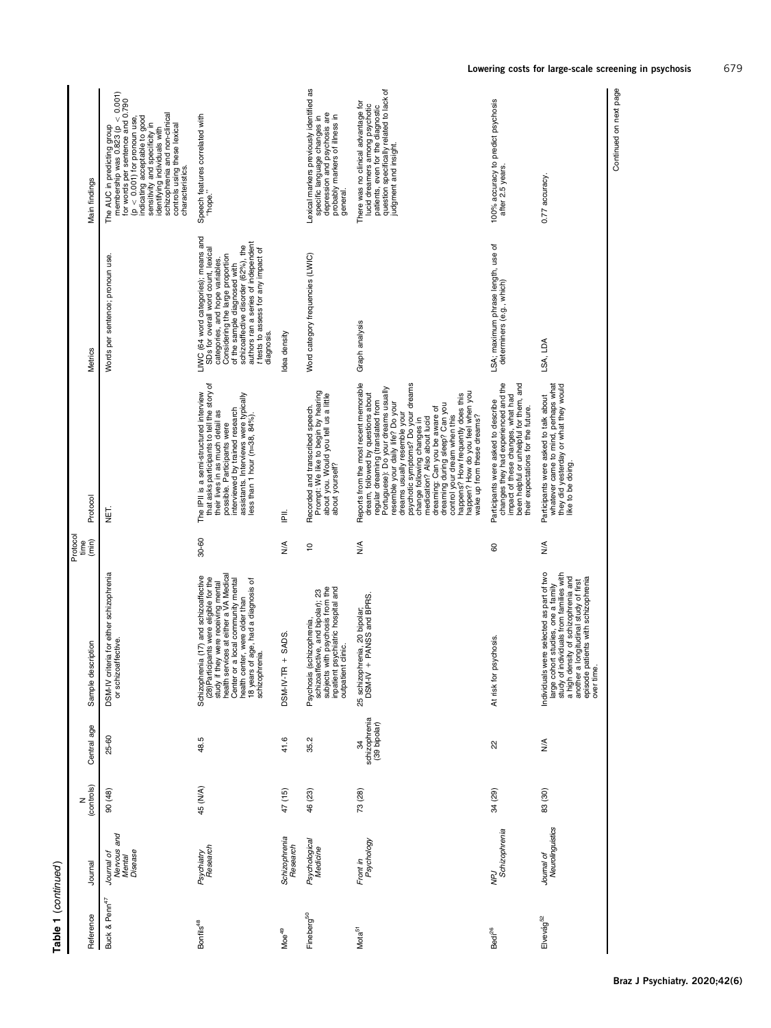**Table 1** (continued)

| Reference | Journal | N (controls) | Central age | Sample description | Protocol time (min) | Protocol | Metrics | Main findings |
|---|---|---|---|---|---|---|---|---|
| Buck & Penn[47] | *Journal of Nervous and Mental Disease* | 90 (48) | 25-60 | DSM-IV criteria for either schizophrenia or schizoaffective. | | NET. | Words per sentence; pronoun use. | The AUC in predicting group membership was 0.823 ($p < 0.001$) for words per sentence and 0.790 ($p < 0.001$) for pronoun use, indicating acceptable to good sensitivity and specificity in identifying individuals with schizophrenia and non-clinical controls using these lexical characteristics. |
| Bonfils[48] | *Psychiatry Research* | 45 (N/A) | 48.5 | Schizophrenia (17) and schizoaffective (28)Participants were eligible for the study if they were receiving mental health services at either a VA Medical Center or a local community mental health center, were older than 18 years of age, had a diagnosis of schizophrenia. | 30-60 | The IPII is a semi-structured interview that asks participants to tell the story of their lives in as much detail as possible. Participants were interviewed by trained research assistants. Interviews were typically less than 1 hour (n=38, 84%). | LIWC (64 word categories); means and SDs for overall word count, lexical categories, and hope variables. Considering the large proportion of the sample diagnosed with schizoaffective disorder (62%), the authors ran a series of independent *t* tests to assess for any impact of diagnosis. | Speech features correlated with "hope." |
| Moe[49] | *Schizophrenia Research* | 47 (15) | 41.6 | DSM-IV-TR + SADS. | N/A | IPII. | Idea density | |
| Fineberg[50] | *Psychological Medicine* | 46 (23) | 35.2 | Psychosis (schizophrenia, schizoaffective, and bipolar); 23 subjects with psychosis from the inpatient psychiatric hospital and outpatient clinic. | 10 | Recorded and transcribed speech. Prompt: We like to begin by hearing about you. Would you tell us a little about yourself? | Word category frequencies (LWIC) | Lexical markers previously identified as specific language changes in depression and psychosis are probably markers of illness in general. |
| Mota[51] | *Front in Psychology* | 73 (28) | 34 schizophrenia (39 bipolar) | 25 schizophrenia, 20 bipolar; DSM-IV + PANSS and BPRS. | N/A | Reports from the most recent memorable dream, followed by questions about regular dreaming (translated from Portuguese): Do your dreams usually resemble your daily life? Do your dreams usually resemble your psychotic symptoms? Do your dreams change following changes in medication? Also about lucid dreaming: Can you be aware of dreaming during sleep? Can you control your dream when this happens? How frequently does this happen? How do you feel when you wake up from these dreams? | Graph analysis | There was no clinical advantage for lucid dreamers among psychotic patients, even for the diagnostic question specifically related to lack of judgment and insight. |
| Bedi[26] | *NPJ Schizophrenia* | 34 (29) | 22 | At risk for psychosis. | 60 | Participants were asked to describe changes they had experienced and the impact of these changes, what had been helpful or unhelpful for them, and their expectations for the future. | LSA; maximum phrase length, use of determiners (e.g., which) | 100% accuracy to predict psychosis after 2.5 years. |
| Elvevåg[52] | *Journal of Neurolinguistics* | 83 (30) | N/A | Individuals were selected as part of two large cohort studies, one a family study of individuals from families with a high density of schizophrenia and another a longitudinal study of first episode patients with schizophrenia over time. | N/A | Participants were asked to talk about whatever came to mind, perhaps what they did yesterday or what they would like to be doing. | LSA, LDA | 0.77 accuracy. |

Continued on next page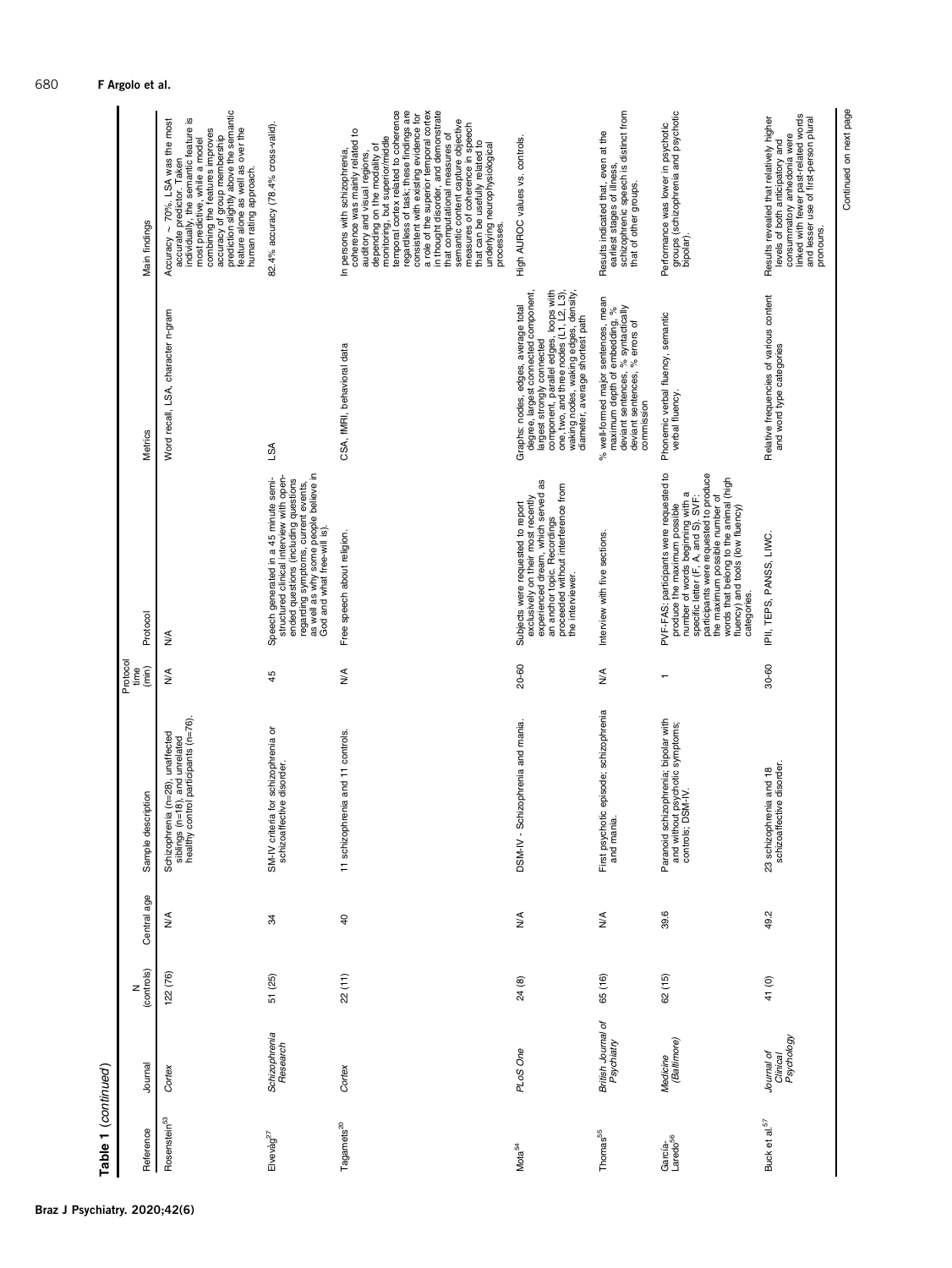**Table 1** (*continued*)

| Reference | Journal | N (controls) | Central age | Sample description | Protocol time (min) | Protocol | Metrics | Main findings |
|---|---|---|---|---|---|---|---|---|
| Rosenstein[53] | *Cortex* | 122 (76) | N/A | Schizophrenia (n=28), unaffected siblings (n=18), and unrelated healthy control participants (n=76). | N/A | N/A | Word recall, LSA, character n-gram | Accuracy ~ 70%. LSA was the most accurate predictor. Taken individually, the semantic feature is most predictive, while a model combining the features improves accuracy of group membership prediction slightly above the semantic feature alone as well as over the human rating approach. |
| Elvevåg[27] | *Schizophrenia Research* | 51 (25) | 34 | SM-IV criteria for schizophrenia or schizoaffective disorder. | 45 | Speech generated in a 45 minute semi-structured clinical interview with open-ended questions (including questions regarding symptoms, current events, as well as why some people believe in God and what free-will is). | LSA | 82.4% accuracy (78.4% cross-valid). |
| Tagamets[20] | *Cortex* | 22 (11) | 40 | 11 schizophrenia and 11 controls. | N/A | Free speech about religion. | CSA, fMRI, behavioral data | In persons with schizophrenia, coherence was mainly related to auditory and visual regions, depending on the modality of monitoring, but superior/middle temporal cortex related to coherence regardless of task; these findings are consistent with existing evidence for a role of the superior temporal cortex in thought disorder, and demonstrate that computational measures of semantic content capture objective measures of coherence in speech that can be usefully related to underlying neurophysiological processes. |
| Mota[54] | *PLoS One* | 24 (8) | N/A | DSM-IV - Schizophrenia and mania. | 20-60 | Subjects were requested to report exclusively on their most recently experienced dream, which served as an anchor topic. Recordings proceeded without interference from the interviewer. | Graphs: nodes, edges, average total degree, largest connected component, largest strongly connected component, parallel edges, loops with one, two, and three nodes (L1, L2, L3), waking nodes, waking edges, density, diameter, average shortest path | High AUROC values vs. controls. |
| Thomas[55] | *British Journal of Psychiatry* | 65 (16) | N/A | First psychotic episode: schizophrenia and mania. | N/A | Interview with five sections. | % well-formed major sentences, mean maximum depth of embedding, % deviant sentences, % syntactically deviant sentences, % errors of commission | Results indicated that, even at the earliest stages of illness, schizophrenic speech is distinct from that of other groups. |
| García-Laredo[56] | *Medicine (Baltimore)* | 62 (15) | 39.6 | Paranoid schizophrenia; bipolar with and without psychotic symptoms; controls; DSM-IV. | 1 | PVF-FAS: participants were requested to produce the maximum possible number of words beginning with a specific letter (F, A, and S). SVF: participants were requested to produce the maximum possible number of words that belong to the animal (high fluency) and tools (low fluency) categories. | Phonemic verbal fluency, semantic verbal fluency. | Performance was lower in psychotic groups (schizophrenia and psychotic bipolar). |
| Buck et al.[57] | *Journal of Clinical Psychology* | 41 (0) | 49.2 | 23 schizophrenia and 18 schizoaffective disorder. | 30-60 | IPII, TEPS, PANSS, LIWC. | Relative frequencies of various content and word type categories | Results revealed that relatively higher levels of both anticipatory and consummatory anhedonia were linked with fewer past-related words and lesser use of first-person plural pronouns. |

Continued on next page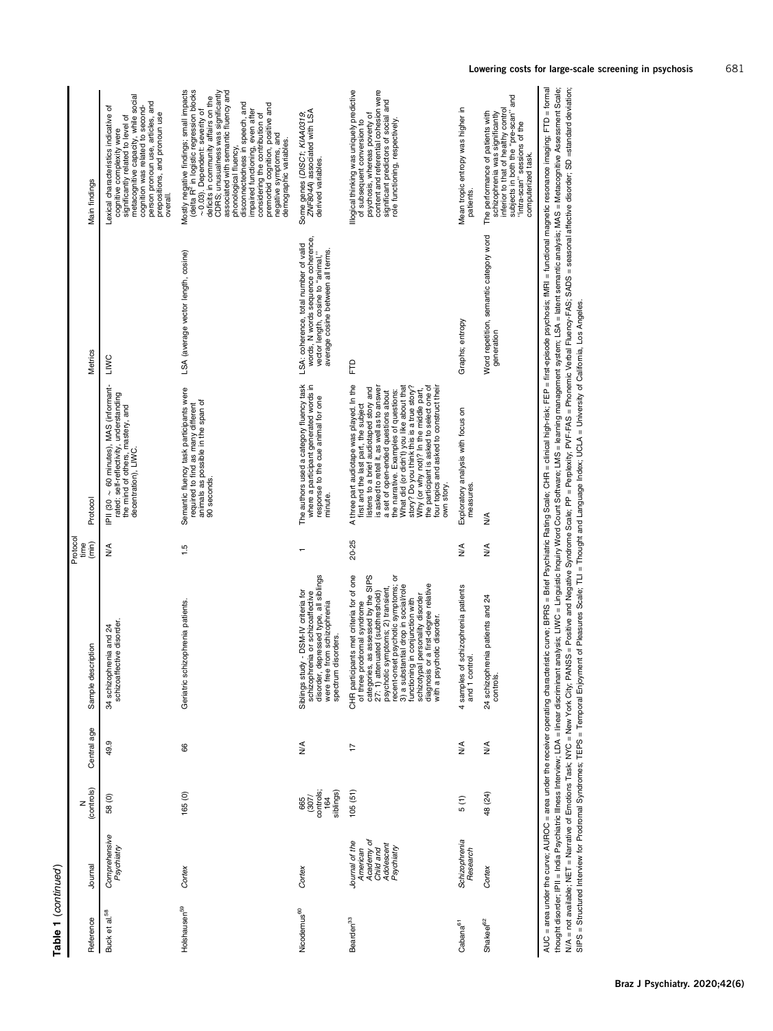**Table 1** (*continued*)

| Reference | Journal | N (controls) | Central age | Sample description | Protocol time (min) | Protocol | Metrics | Main findings |
|---|---|---|---|---|---|---|---|---|
| Buck et al.[58] | *Comprehensive Psychiatry* | 58 (0) | 49.9 | 34 schizophrenia and 24 schizoaffective disorder. | N/A | IPII (30 ~ 60 minutes), MAS (informant-rated; self-reflectivity, understanding the mind of others, mastery, and decentration), LIWC. | LIWC | Lexical characteristics indicative of cognitive complexity were significantly related to level of metacognitive capacity, while social cognition was related to second-person pronoun use, articles, and prepositions, and pronoun use overall. |
| Holshausen[59] | *Cortex* | 165 (0) | 66 | Geriatric schizophrenia patients. | 1.5 | Semantic fluency task participants were required to find as many different animals as possible in the span of 90 seconds. | LSA (average vector length, cosine) | Mostly negative findings; small impacts (delta $R^2$ in logistic regression blocks ~ 0.03). Dependent: severity of deficits in community affairs on the CDRS; unusualness was significantly associated with semantic fluency and phonological fluency, disconnectedness in speech, and impaired functioning, even after considering the contribution of premorbid cognition, positive and negative symptoms, and demographic variables. |
| Nicodemus[60] | *Cortex* | 665 (307/ controls; 164 siblings) | N/A | Siblings study - DSM-IV criteria for schizophrenia or schizoaffective disorder, depressed type, all siblings were free from schizophrenia spectrum disorders. | 1 | The authors used a category fluency task where a participant generated words in response to the cue animal for one minute. | LSA: coherence, total number of valid words, N words sequence coherence, vector length, cosine to "animal," average cosine between all terms. | Some genes (*DISC1*, *KIAA0319*, *ZNF804A*) associated with LSA derived variables. |
| Bearden[33] | *Journal of the American Academy of Child and Adolescent Psychiatry* | 105 (51) | 17 | CHR participants met criteria for one of three prodromal syndrome categories, as assessed by the SIPS 27: 1) attenuated (subthreshold) psychotic symptoms; 2) transient, recent-onset psychotic symptoms; or 3) a substantial drop in social/role functioning in conjunction with schizotypal personality disorder diagnosis or a first-degree relative with a psychotic disorder. | 20-25 | A three part audiotape was played. In the first and the last part, the subject listens to a brief audiotaped story and is asked to retell it, as well as to answer a set of open-ended questions about the narrative. Examples of questions: What did (or didn't) you like about that story? Do you think this is a true story? Why (or why not)? In the middle part, the participant is asked to select one of four topics and asked to construct their own story. | FTD | Illogical thinking was uniquely predictive of subsequent conversion to psychosis, whereas poverty of content and referential cohesion were significant predictors of social and role functioning, respectively. |
| Cabana[61] | *Schizophrenia Research* | 5 (1) | N/A | 4 samples of schizophrenia patients and 1 control. | N/A | Exploratory analysis with focus on measures. | Graphs; entropy | Mean tropic entropy was higher in patients. |
| Shakeel[62] | *Cortex* | 48 (24) | N/A | 24 schizophrenia patients and 24 controls. | N/A | N/A | Word repetition, semantic category word generation | The performance of patients with schizophrenia was significantly inferior to that of healthy control subjects in both the "pre-scan" and "intra-scan" sessions of the computerized task. |

AUC = area under the curve; AUROC = area under the receiver operating characteristic curve; BPRS = Brief Psychiatric Rating Scale; CHR = clinical high-risk; FEP = first-episode psychosis; fMRI = functional magnetic resonance imaging; FTD = formal thought disorder; IPII = India Psychiatric Illness Interview; LDA = linear discriminant analysis; LIWC = Linguistic Inquiry Word Count Software; LMS = learning management system; LSA = latent semantic analysis; MAS = Metacognitive Assessment Scale; N/A = not available; NET = Narrative of Emotions Task; NYC = New York City; PANSS = Positive and Negative Syndrome Scale; PP = Perplexity; PVF-FAS = Phonemic Verbal Fluency-FAS; SADS = seasonal affective disorder; SD = standard deviation; SIPS = Structured Interview for Prodromal Syndromes; TEPS = Temporal Enjoyment of Pleasures Scale; TLI = Thought and Language Index; UCLA = University of California, Los Angeles.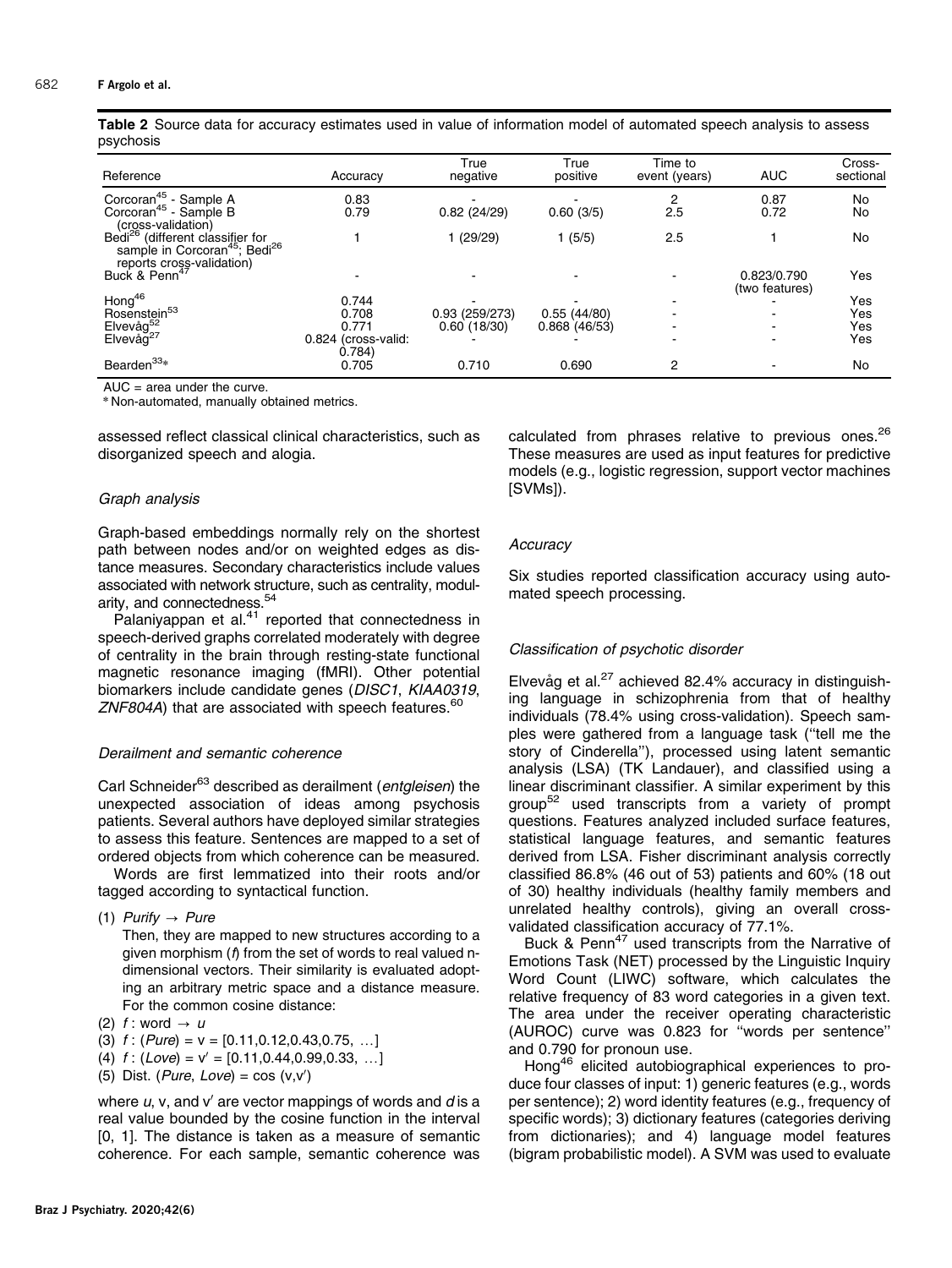**Table 2** Source data for accuracy estimates used in value of information model of automated speech analysis to assess psychosis

| Reference | Accuracy | True negative | True positive | Time to event (years) | AUC | Cross-sectional |
|---|---|---|---|---|---|---|
| Corcoran[45] - Sample A | 0.83 | - | - | 2 | 0.87 | No |
| Corcoran[45] - Sample B (cross-validation) | 0.79 | 0.82 (24/29) | 0.60 (3/5) | 2.5 | 0.72 | No |
| Bedi[26] (different classifier for sample in Corcoran[45]; Bedi[26] reports cross-validation) | 1 | 1 (29/29) | 1 (5/5) | 2.5 | 1 | No |
| Buck & Penn[47] | - | - | - | - | 0.823/0.790 (two features) | Yes |
| Hong[46] | 0.744 | - | - | - | - | Yes |
| Rosenstein[53] | 0.708 | 0.93 (259/273) | 0.55 (44/80) | - | - | Yes |
| Elvevåg[52] | 0.771 | 0.60 (18/30) | 0.868 (46/53) | - | - | Yes |
| Elvevåg[27] | 0.824 (cross-valid: 0.784) | - | - | - | - | Yes |
| Bearden[33]* | 0.705 | 0.710 | 0.690 | 2 | - | No |

AUC = area under the curve.
* Non-automated, manually obtained metrics.

assessed reflect classical clinical characteristics, such as disorganized speech and alogia.

### *Graph analysis*

Graph-based embeddings normally rely on the shortest path between nodes and/or on weighted edges as distance measures. Secondary characteristics include values associated with network structure, such as centrality, modularity, and connectedness.[54]

Palaniyappan et al.[41] reported that connectedness in speech-derived graphs correlated moderately with degree of centrality in the brain through resting-state functional magnetic resonance imaging (fMRI). Other potential biomarkers include candidate genes (*DISC1*, *KIAA0319*, *ZNF804A*) that are associated with speech features.[60]

### *Derailment and semantic coherence*

Carl Schneider[63] described as derailment (*entgleisen*) the unexpected association of ideas among psychosis patients. Several authors have deployed similar strategies to assess this feature. Sentences are mapped to a set of ordered objects from which coherence can be measured.

Words are first lemmatized into their roots and/or tagged according to syntactical function.

(1) *Purify* $\rightarrow$ *Pure*

Then, they are mapped to new structures according to a given morphism ($f$) from the set of words to real valued n-dimensional vectors. Their similarity is evaluated adopting an arbitrary metric space and a distance measure. For the common cosine distance:

(2) $f$ : word $\rightarrow$ $u$

(3) $f$ : (*Pure*) = v = [0.11,0.12,0.43,0.75, …]

(4) $f$ : (*Love*) = v′ = [0.11,0.44,0.99,0.33, …]

(5) Dist. (*Pure*, *Love*) = cos (v,v′)

where $u$, v, and v′ are vector mappings of words and $d$ is a real value bounded by the cosine function in the interval [0, 1]. The distance is taken as a measure of semantic coherence. For each sample, semantic coherence was calculated from phrases relative to previous ones.[26] These measures are used as input features for predictive models (e.g., logistic regression, support vector machines [SVMs]).

### *Accuracy*

Six studies reported classification accuracy using automated speech processing.

### *Classification of psychotic disorder*

Elvevåg et al.[27] achieved 82.4% accuracy in distinguishing language in schizophrenia from that of healthy individuals (78.4% using cross-validation). Speech samples were gathered from a language task (''tell me the story of Cinderella'') processed using latent semantic analysis (LSA) (TK Landauer), and classified using a linear discriminant classifier. A similar experiment by this group[52] used transcripts from a variety of prompt questions. Features analyzed included surface features, statistical language features, and semantic features derived from LSA. Fisher discriminant analysis correctly classified 86.8% (46 out of 53) patients and 60% (18 out of 30) healthy individuals (healthy family members and unrelated healthy controls), giving an overall cross-validated classification accuracy of 77.1%.

Buck & Penn[47] used transcripts from the Narrative of Emotions Task (NET) processed by the Linguistic Inquiry Word Count (LIWC) software, which calculates the relative frequency of 83 word categories in a given text. The area under the receiver operating characteristic (AUROC) curve was 0.823 for ''words per sentence'' and 0.790 for pronoun use.

Hong[46] elicited autobiographical experiences to produce four classes of input: 1) generic features (e.g., words per sentence); 2) word identity features (e.g., frequency of specific words); 3) dictionary features (categories deriving from dictionaries); and 4) language model features (bigram probabilistic model). A SVM was used to evaluate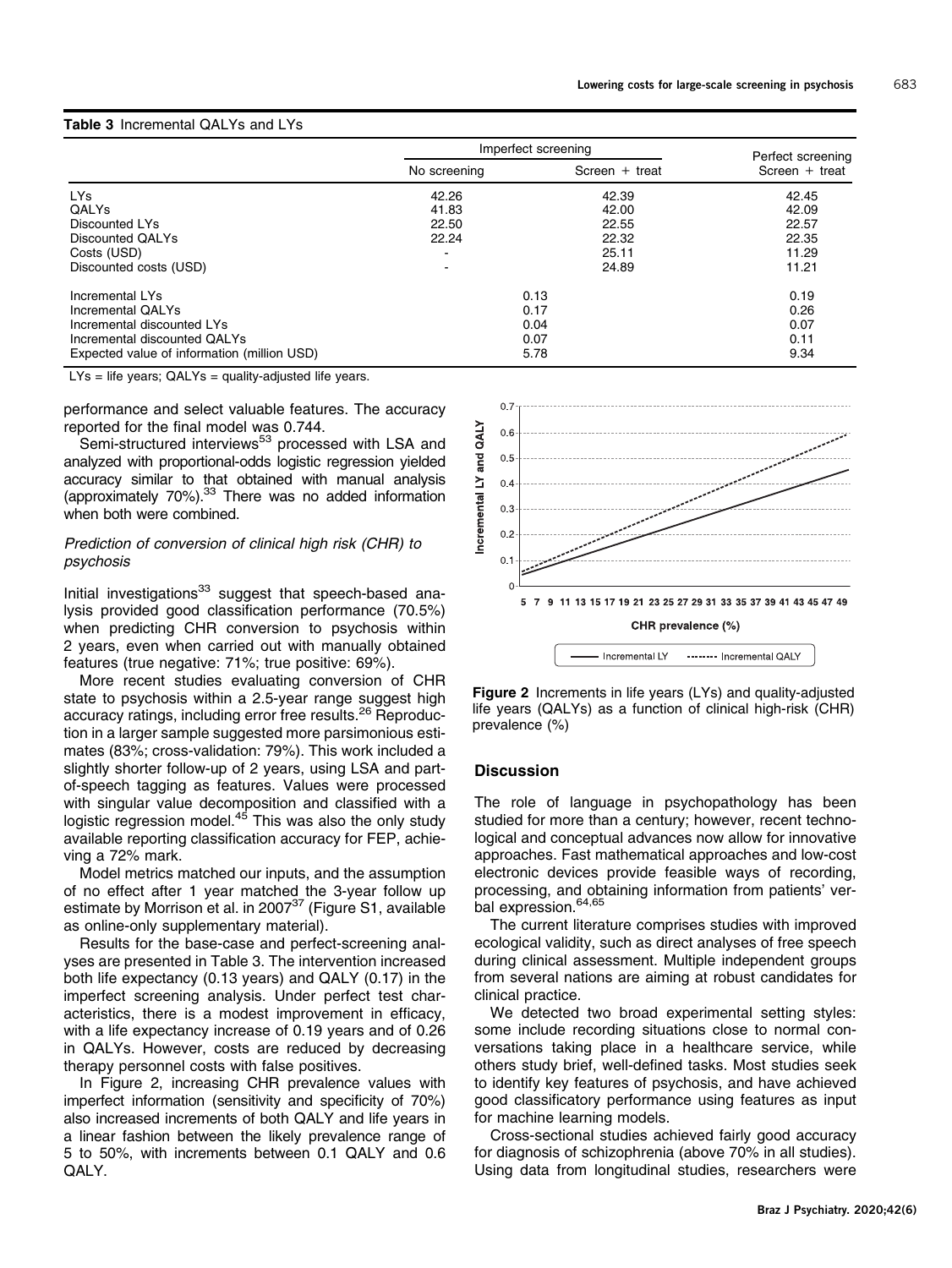**Table 3** Incremental QALYs and LYs

| | Imperfect screening | | Perfect screening |
|---|---|---|---|
| | No screening | Screen + treat | Screen + treat |
| LYs | 42.26 | 42.39 | 42.45 |
| QALYs | 41.83 | 42.00 | 42.09 |
| Discounted LYs | 22.50 | 22.55 | 22.57 |
| Discounted QALYs | 22.24 | 22.32 | 22.35 |
| Costs (USD) | - | 25.11 | 11.29 |
| Discounted costs (USD) | - | 24.89 | 11.21 |
| Incremental LYs | 0.13 | | 0.19 |
| Incremental QALYs | 0.17 | | 0.26 |
| Incremental discounted LYs | 0.04 | | 0.07 |
| Incremental discounted QALYs | 0.07 | | 0.11 |
| Expected value of information (million USD) | 5.78 | | 9.34 |

LYs = life years; QALYs = quality-adjusted life years.

performance and select valuable features. The accuracy reported for the final model was 0.744.

Semi-structured interviews[53] processed with LSA and analyzed with proportional-odds logistic regression yielded accuracy similar to that obtained with manual analysis (approximately 70%).[33] There was no added information when both were combined.

### *Prediction of conversion of clinical high risk (CHR) to psychosis*

Initial investigations[33] suggest that speech-based analysis provided good classification performance (70.5%) when predicting CHR conversion to psychosis within 2 years, even when carried out with manually obtained features (true negative: 71%; true positive: 69%).

More recent studies evaluating conversion of CHR state to psychosis within a 2.5-year range suggest high accuracy ratings, including error free results.[26] Reproduction in a larger sample suggested more parsimonious estimates (83%; cross-validation: 79%). This work included a slightly shorter follow-up of 2 years, using LSA and part-of-speech tagging as features. Values were processed with singular value decomposition and classified with a logistic regression model.[45] This was also the only study available reporting classification accuracy for FEP, achieving a 72% mark.

Model metrics matched our inputs, and the assumption of no effect after 1 year matched the 3-year follow up estimate by Morrison et al. in 2007[37] (Figure S1, available as online-only supplementary material).

Results for the base-case and perfect-screening analyses are presented in Table 3. The intervention increased both life expectancy (0.13 years) and QALY (0.17) in the imperfect screening analysis. Under perfect test characteristics, there is a modest improvement in efficacy, with a life expectancy increase of 0.19 years and of 0.26 in QALYs. However, costs are reduced by decreasing therapy personnel costs with false positives.

In Figure 2, increasing CHR prevalence values with imperfect information (sensitivity and specificity of 70%) also increased increments of both QALY and life years in a linear fashion between the likely prevalence range of 5 to 50%, with increments between 0.1 QALY and 0.6 QALY.

**Figure 2** Increments in life years (LYs) and quality-adjusted life years (QALYs) as a function of clinical high-risk (CHR) prevalence (%)

## Discussion

The role of language in psychopathology has been studied for more than a century; however, recent technological and conceptual advances now allow for innovative approaches. Fast mathematical approaches and low-cost electronic devices provide feasible ways of recording, processing, and obtaining information from patients' verbal expression.[64,65]

The current literature comprises studies with improved ecological validity, such as direct analyses of free speech during clinical assessment. Multiple independent groups from several nations are aiming at robust candidates for clinical practice.

We detected two broad experimental setting styles: some include recording situations close to normal conversations taking place in a healthcare service, while others study brief, well-defined tasks. Most studies seek to identify key features of psychosis, and have achieved good classificatory performance using features as input for machine learning models.

Cross-sectional studies achieved fairly good accuracy for diagnosis of schizophrenia (above 70% in all studies). Using data from longitudinal studies, researchers were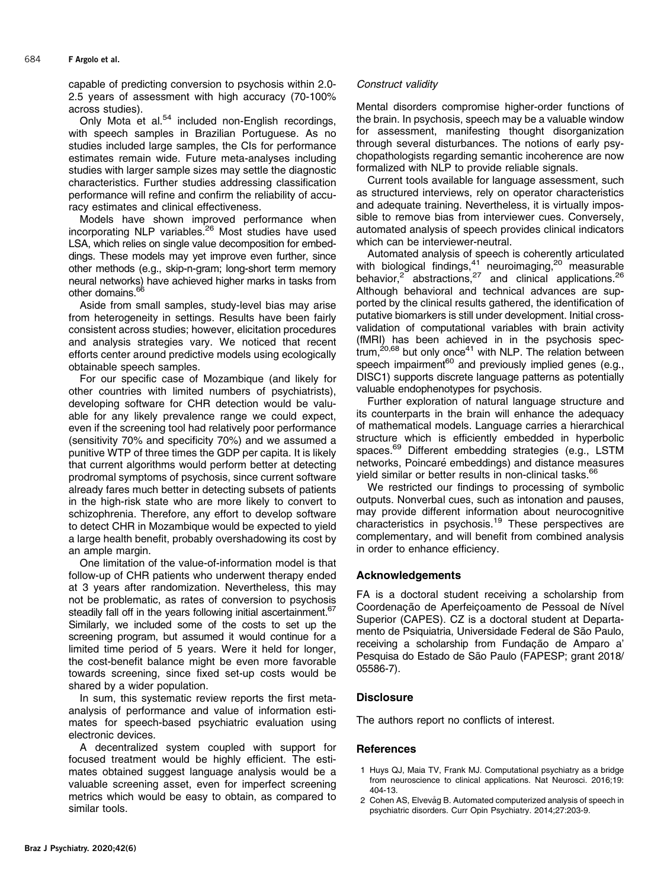capable of predicting conversion to psychosis within 2.0-2.5 years of assessment with high accuracy (70-100% across studies).

Only Mota et al.[54] included non-English recordings, with speech samples in Brazilian Portuguese. As no studies included large samples, the CIs for performance estimates remain wide. Future meta-analyses including studies with larger sample sizes may settle the diagnostic characteristics. Further studies addressing classification performance will refine and confirm the reliability of accuracy estimates and clinical effectiveness.

Models have shown improved performance when incorporating NLP variables.[26] Most studies have used LSA, which relies on single value decomposition for embeddings. These models may yet improve even further, since other methods (e.g., skip-n-gram; long-short term memory neural networks) have achieved higher marks in tasks from other domains.[66]

Aside from small samples, study-level bias may arise from heterogeneity in settings. Results have been fairly consistent across studies; however, elicitation procedures and analysis strategies vary. We noticed that recent efforts center around predictive models using ecologically obtainable speech samples.

For our specific case of Mozambique (and likely for other countries with limited numbers of psychiatrists), developing software for CHR detection would be valuable for any likely prevalence range we could expect, even if the screening tool had relatively poor performance (sensitivity 70% and specificity 70%) and we assumed a punitive WTP of three times the GDP per capita. It is likely that current algorithms would perform better at detecting prodromal symptoms of psychosis, since current software already fares much better in detecting subsets of patients in the high-risk state who are more likely to convert to schizophrenia. Therefore, any effort to develop software to detect CHR in Mozambique would be expected to yield a large health benefit, probably overshadowing its cost by an ample margin.

One limitation of the value-of-information model is that follow-up of CHR patients who underwent therapy ended at 3 years after randomization. Nevertheless, this may not be problematic, as rates of conversion to psychosis steadily fall off in the years following initial ascertainment.[67] Similarly, we included some of the costs to set up the screening program, but assumed it would continue for a limited time period of 5 years. Were it held for longer, the cost-benefit balance might be even more favorable towards screening, since fixed set-up costs would be shared by a wider population.

In sum, this systematic review reports the first meta-analysis of performance and value of information estimates for speech-based psychiatric evaluation using electronic devices.

A decentralized system coupled with support for focused treatment would be highly efficient. The estimates obtained suggest language analysis would be a valuable screening asset, even for imperfect screening metrics which would be easy to obtain, as compared to similar tools.

*Construct validity*

Mental disorders compromise higher-order functions of the brain. In psychosis, speech may be a valuable window for assessment, manifesting thought disorganization through several disturbances. The notions of early psychopathologists regarding semantic incoherence are now formalized with NLP to provide reliable signals.

Current tools available for language assessment, such as structured interviews, rely on operator characteristics and adequate training. Nevertheless, it is virtually impossible to remove bias from interviewer cues. Conversely, automated analysis of speech provides clinical indicators which can be interviewer-neutral.

Automated analysis of speech is coherently articulated with biological findings,[41] neuroimaging,[20] measurable behavior,[2] abstractions,[27] and clinical applications.[26] Although behavioral and technical advances are supported by the clinical results gathered, the identification of putative biomarkers is still under development. Initial cross-validation of computational variables with brain activity (fMRI) has been achieved in in the psychosis spectrum,[20,68] but only once[41] with NLP. The relation between speech impairment[60] and previously implied genes (e.g., DISC1) supports discrete language patterns as potentially valuable endophenotypes for psychosis.

Further exploration of natural language structure and its counterparts in the brain will enhance the adequacy of mathematical models. Language carries a hierarchical structure which is efficiently embedded in hyperbolic spaces.[69] Different embedding strategies (e.g., LSTM networks, Poincaré embeddings) and distance measures yield similar or better results in non-clinical tasks.[66]

We restricted our findings to processing of symbolic outputs. Nonverbal cues, such as intonation and pauses, may provide different information about neurocognitive characteristics in psychosis.[19] These perspectives are complementary, and will benefit from combined analysis in order to enhance efficiency.

## Acknowledgements

FA is a doctoral student receiving a scholarship from Coordenação de Aperfeiçoamento de Pessoal de Nível Superior (CAPES). CZ is a doctoral student at Departamento de Psiquiatria, Universidade Federal de São Paulo, receiving a scholarship from Fundação de Amparo a' Pesquisa do Estado de São Paulo (FAPESP; grant 2018/05586-7).

## Disclosure

The authors report no conflicts of interest.

## References

1 Huys QJ, Maia TV, Frank MJ. Computational psychiatry as a bridge from neuroscience to clinical applications. Nat Neurosci. 2016;19:404-13.

2 Cohen AS, Elvevåg B. Automated computerized analysis of speech in psychiatric disorders. Curr Opin Psychiatry. 2014;27:203-9.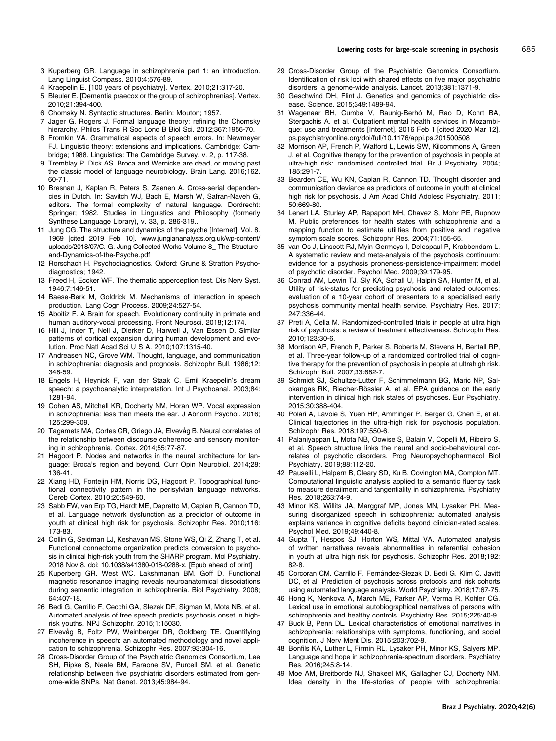3 Kuperberg GR. Language in schizophrenia part 1: an introduction. Lang Linguist Compass. 2010;4:576-89.

4 Kraepelin E. [100 years of psychiatry]. Vertex. 2010;21:317-20.

5 Bleuler E. [Dementia praecox or the group of schizophrenias]. Vertex. 2010;21:394-400.

6 Chomsky N. Syntactic structures. Berlin: Mouton; 1957.

7 Jager G, Rogers J. Formal language theory: refining the Chomsky hierarchy. Philos Trans R Soc Lond B Biol Sci. 2012;367:1956-70.

8 Fromkin VA. Grammatical aspects of speech errors. In: Newmeyer FJ. Linguistic theory: extensions and implications. Cambridge: Cambridge; 1988. Linguistics: The Cambridge Survey, v. 2, p. 117-38.

9 Tremblay P, Dick AS. Broca and Wernicke are dead, or moving past the classic model of language neurobiology. Brain Lang. 2016;162. 60-71.

10 Bresnan J, Kaplan R, Peters S, Zaenen A. Cross-serial dependencies in Dutch. In: Savitch WJ, Bach E, Marsh W, Safran-Naveh G, editors. The formal complexity of natural language. Dordrecht: Springer; 1982. Studies in Linguistics and Philosophy (formerly Synthese Language Library), v. 33, p. 286-319..

11 Jung CG. The structure and dynamics of the psyche [Internet]. Vol. 8. 1969 [cited 2019 Feb 10]. www.jungiananalysts.org.uk/wp-content/uploads/2018/07/C.-G.-Jung-Collected-Works-Volume-8_-The-Structure-and-Dynamics-of-the-Psyche.pdf

12 Rorschach H. Psychodiagnostics. Oxford: Grune & Stratton Psychodiagnostics; 1942.

13 Freed H, Eccker WF. The thematic apperception test. Dis Nerv Syst. 1946;7:146-51.

14 Baese-Berk M, Goldrick M. Mechanisms of interaction in speech production. Lang Cogn Process. 2009;24:527-54.

15 Aboitiz F. A Brain for speech. Evolutionary continuity in primate and human auditory-vocal processing. Front Neurosci. 2018;12:174.

16 Hill J, Inder T, Neil J, Dierker D, Harwell J, Van Essen D. Similar patterns of cortical expansion during human development and evolution. Proc Natl Acad Sci U S A. 2010;107:1315-40.

17 Andreasen NC, Grove WM. Thought, language, and communication in schizophrenia: diagnosis and prognosis. Schizophr Bull. 1986;12: 348-59.

18 Engels H, Heynick F, van der Staak C. Emil Kraepelin's dream speech: a psychoanalytic interpretation. Int J Psychoanal. 2003;84: 1281-94.

19 Cohen AS, Mitchell KR, Docherty NM, Horan WP. Vocal expression in schizophrenia: less than meets the ear. J Abnorm Psychol. 2016; 125:299-309.

20 Tagamets MA, Cortes CR, Griego JA, Elvevåg B. Neural correlates of the relationship between discourse coherence and sensory monitoring in schizophrenia. Cortex. 2014;55:77-87.

21 Hagoort P. Nodes and networks in the neural architecture for language: Broca's region and beyond. Curr Opin Neurobiol. 2014;28: 136-41.

22 Xiang HD, Fonteijn HM, Norris DG, Hagoort P. Topographical functional connectivity pattern in the perisylvian language networks. Cereb Cortex. 2010;20:549-60.

23 Sabb FW, van Erp TG, Hardt ME, Dapretto M, Caplan R, Cannon TD, et al. Language network dysfunction as a predictor of outcome in youth at clinical high risk for psychosis. Schizophr Res. 2010;116: 173-83.

24 Collin G, Seidman LJ, Keshavan MS, Stone WS, Qi Z, Zhang T, et al. Functional connectome organization predicts conversion to psychosis in clinical high-risk youth from the SHARP program. Mol Psychiatry. 2018 Nov 8. doi: 10.1038/s41380-018-0288-x. [Epub ahead of print]

25 Kuperberg GR, West WC, Lakshmanan BM, Goff D. Functional magnetic resonance imaging reveals neuroanatomical dissociations during semantic integration in schizophrenia. Biol Psychiatry. 2008; 64:407-18.

26 Bedi G, Carrillo F, Cecchi GA, Slezak DF, Sigman M, Mota NB, et al. Automated analysis of free speech predicts psychosis onset in high-risk youths. NPJ Schizophr. 2015;1:15030.

27 Elvevåg B, Foltz PW, Weinberger DR, Goldberg TE. Quantifying incoherence in speech: an automated methodology and novel application to schizophrenia. Schizophr Res. 2007;93:304-16.

28 Cross-Disorder Group of the Psychiatric Genomics Consortium, Lee SH, Ripke S, Neale BM, Faraone SV, Purcell SM, et al. Genetic relationship between five psychiatric disorders estimated from genome-wide SNPs. Nat Genet. 2013;45:984-94.

29 Cross-Disorder Group of the Psychiatric Genomics Consortium. Identification of risk loci with shared effects on five major psychiatric disorders: a genome-wide analysis. Lancet. 2013;381:1371-9.

30 Geschwind DH, Flint J. Genetics and genomics of psychiatric disease. Science. 2015;349:1489-94.

31 Wagenaar BH, Cumbe V, Raunig-Berhó M, Rao D, Kohrt BA, Stergachis A, et al. Outpatient mental health services in Mozambique: use and treatments [Internet]. 2016 Feb 1 [cited 2020 Mar 12]. ps.psychiatryonline.org/doi/full/10.1176/appi.ps.201500508

32 Morrison AP, French P, Walford L, Lewis SW, Kilcommons A, Green J, et al. Cognitive therapy for the prevention of psychosis in people at ultra-high risk: randomised controlled trial. Br J Psychiatry. 2004; 185:291-7.

33 Bearden CE, Wu KN, Caplan R, Cannon TD. Thought disorder and communication deviance as predictors of outcome in youth at clinical high risk for psychosis. J Am Acad Child Adolesc Psychiatry. 2011; 50:669-80.

34 Lenert LA, Sturley AP, Rapaport MH, Chavez S, Mohr PE, Rupnow M. Public preferences for health states with schizophrenia and a mapping function to estimate utilities from positive and negative symptom scale scores. Schizophr Res. 2004;71:155-65.

35 van Os J, Linscott RJ, Myin-Germeys I, Delespaul P, Krabbendam L. A systematic review and meta-analysis of the psychosis continuum: evidence for a psychosis proneness-persistence-impairment model of psychotic disorder. Psychol Med. 2009;39:179-95.

36 Conrad AM, Lewin TJ, Sly KA, Schall U, Halpin SA, Hunter M, et al. Utility of risk-status for predicting psychosis and related outcomes: evaluation of a 10-year cohort of presenters to a specialised early psychosis community mental health service. Psychiatry Res. 2017; 247:336-44.

37 Preti A, Cella M. Randomized-controlled trials in people at ultra high risk of psychosis: a review of treatment effectiveness. Schizophr Res. 2010;123:30-6.

38 Morrison AP, French P, Parker S, Roberts M, Stevens H, Bentall RP, et al. Three-year follow-up of a randomized controlled trial of cognitive therapy for the prevention of psychosis in people at ultrahigh risk. Schizophr Bull. 2007;33:682-7.

39 Schmidt SJ, Schultze-Lutter F, Schimmelmann BG, Maric NP, Salokangas RK, Riecher-Rössler A, et al. EPA guidance on the early intervention in clinical high risk states of psychoses. Eur Psychiatry. 2015;30:388-404.

40 Polari A, Lavoie S, Yuen HP, Amminger P, Berger G, Chen E, et al. Clinical trajectories in the ultra-high risk for psychosis population. Schizophr Res. 2018;197:550-6.

41 Palaniyappan L, Mota NB, Oowise S, Balain V, Copelli M, Ribeiro S, et al. Speech structure links the neural and socio-behavioural correlates of psychotic disorders. Prog Neuropsychopharmacol Biol Psychiatry. 2019;88:112-20.

42 Pauselli L, Halpern B, Cleary SD, Ku B, Covington MA, Compton MT. Computational linguistic analysis applied to a semantic fluency task to measure derailment and tangentiality in schizophrenia. Psychiatry Res. 2018;263:74-9.

43 Minor KS, Willits JA, Marggraf MP, Jones MN, Lysaker PH. Measuring disorganized speech in schizophrenia: automated analysis explains variance in cognitive deficits beyond clinician-rated scales. Psychol Med. 2019;49:440-8.

44 Gupta T, Hespos SJ, Horton WS, Mittal VA. Automated analysis of written narratives reveals abnormalities in referential cohesion in youth at ultra high risk for psychosis. Schizophr Res. 2018;192: 82-8.

45 Corcoran CM, Carrillo F, Fernández-Slezak D, Bedi G, Klim C, Javitt DC, et al. Prediction of psychosis across protocols and risk cohorts using automated language analysis. World Psychiatry. 2018;17:67-75.

46 Hong K, Nenkova A, March ME, Parker AP, Verma R, Kohler CG. Lexical use in emotional autobiographical narratives of persons with schizophrenia and healthy controls. Psychiatry Res. 2015;225:40-9.

47 Buck B, Penn DL. Lexical characteristics of emotional narratives in schizophrenia: relationships with symptoms, functioning, and social cognition. J Nerv Ment Dis. 2015;203:702-8.

48 Bonfils KA, Luther L, Firmin RL, Lysaker PH, Minor KS, Salyers MP. Language and hope in schizophrenia-spectrum disorders. Psychiatry Res. 2016;245:8-14.

49 Moe AM, Breitborde NJ, Shakeel MK, Gallagher CJ, Docherty NM. Idea density in the life-stories of people with schizophrenia: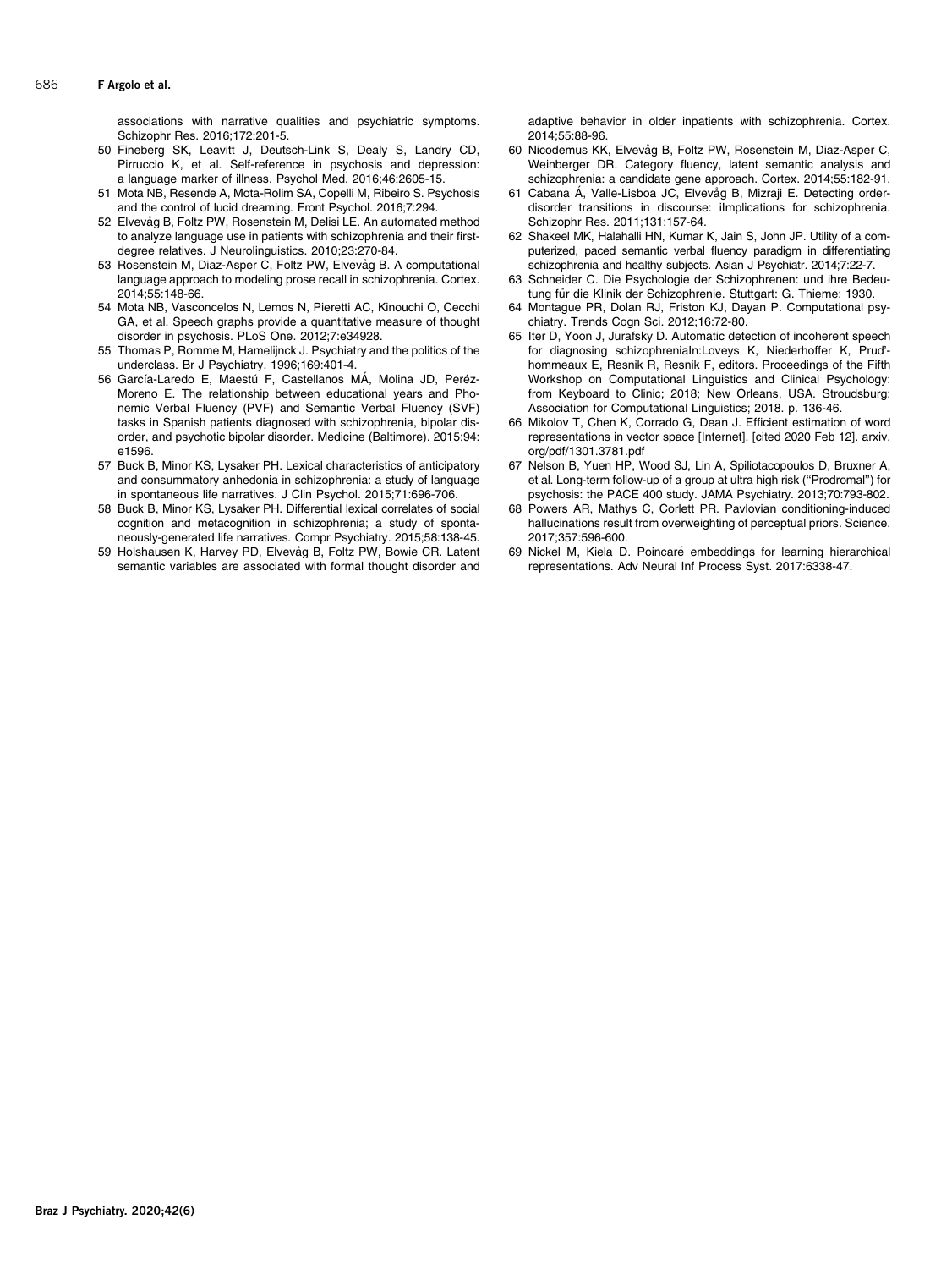associations with narrative qualities and psychiatric symptoms. Schizophr Res. 2016;172:201-5.

50 Fineberg SK, Leavitt J, Deutsch-Link S, Dealy S, Landry CD, Pirruccio K, et al. Self-reference in psychosis and depression: a language marker of illness. Psychol Med. 2016;46:2605-15.

51 Mota NB, Resende A, Mota-Rolim SA, Copelli M, Ribeiro S. Psychosis and the control of lucid dreaming. Front Psychol. 2016;7:294.

52 Elvevåg B, Foltz PW, Rosenstein M, Delisi LE. An automated method to analyze language use in patients with schizophrenia and their first-degree relatives. J Neurolinguistics. 2010;23:270-84.

53 Rosenstein M, Diaz-Asper C, Foltz PW, Elvevåg B. A computational language approach to modeling prose recall in schizophrenia. Cortex. 2014;55:148-66.

54 Mota NB, Vasconcelos N, Lemos N, Pieretti AC, Kinouchi O, Cecchi GA, et al. Speech graphs provide a quantitative measure of thought disorder in psychosis. PLoS One. 2012;7:e34928.

55 Thomas P, Romme M, Hamelijnck J. Psychiatry and the politics of the underclass. Br J Psychiatry. 1996;169:401-4.

56 García-Laredo E, Maestú F, Castellanos MÁ, Molina JD, Peréz-Moreno E. The relationship between educational years and Phonemic Verbal Fluency (PVF) and Semantic Verbal Fluency (SVF) tasks in Spanish patients diagnosed with schizophrenia, bipolar disorder, and psychotic bipolar disorder. Medicine (Baltimore). 2015;94: e1596.

57 Buck B, Minor KS, Lysaker PH. Lexical characteristics of anticipatory and consummatory anhedonia in schizophrenia: a study of language in spontaneous life narratives. J Clin Psychol. 2015;71:696-706.

58 Buck B, Minor KS, Lysaker PH. Differential lexical correlates of social cognition and metacognition in schizophrenia; a study of spontaneously-generated life narratives. Compr Psychiatry. 2015;58:138-45.

59 Holshausen K, Harvey PD, Elvevåg B, Foltz PW, Bowie CR. Latent semantic variables are associated with formal thought disorder and adaptive behavior in older inpatients with schizophrenia. Cortex. 2014;55:88-96.

60 Nicodemus KK, Elvevåg B, Foltz PW, Rosenstein M, Diaz-Asper C, Weinberger DR. Category fluency, latent semantic analysis and schizophrenia: a candidate gene approach. Cortex. 2014;55:182-91.

61 Cabana Á, Valle-Lisboa JC, Elvevåg B, Mizraji E. Detecting order-disorder transitions in discourse: iImplications for schizophrenia. Schizophr Res. 2011;131:157-64.

62 Shakeel MK, Halahalli HN, Kumar K, Jain S, John JP. Utility of a computerized, paced semantic verbal fluency paradigm in differentiating schizophrenia and healthy subjects. Asian J Psychiatr. 2014;7:22-7.

63 Schneider C. Die Psychologie der Schizophrenen: und ihre Bedeutung für die Klinik der Schizophrenie. Stuttgart: G. Thieme; 1930.

64 Montague PR, Dolan RJ, Friston KJ, Dayan P. Computational psychiatry. Trends Cogn Sci. 2012;16:72-80.

65 Iter D, Yoon J, Jurafsky D. Automatic detection of incoherent speech for diagnosing schizophreniaIn:Loveys K, Niederhoffer K, Prud'-hommeaux E, Resnik R, Resnik F, editors. Proceedings of the Fifth Workshop on Computational Linguistics and Clinical Psychology: from Keyboard to Clinic; 2018; New Orleans, USA. Stroudsburg: Association for Computational Linguistics; 2018. p. 136-46.

66 Mikolov T, Chen K, Corrado G, Dean J. Efficient estimation of word representations in vector space [Internet]. [cited 2020 Feb 12]. arxiv.org/pdf/1301.3781.pdf

67 Nelson B, Yuen HP, Wood SJ, Lin A, Spiliotacopoulos D, Bruxner A, et al. Long-term follow-up of a group at ultra high risk ("Prodromal") for psychosis: the PACE 400 study. JAMA Psychiatry. 2013;70:793-802.

68 Powers AR, Mathys C, Corlett PR. Pavlovian conditioning-induced hallucinations result from overweighting of perceptual priors. Science. 2017;357:596-600.

69 Nickel M, Kiela D. Poincaré embeddings for learning hierarchical representations. Adv Neural Inf Process Syst. 2017:6338-47.